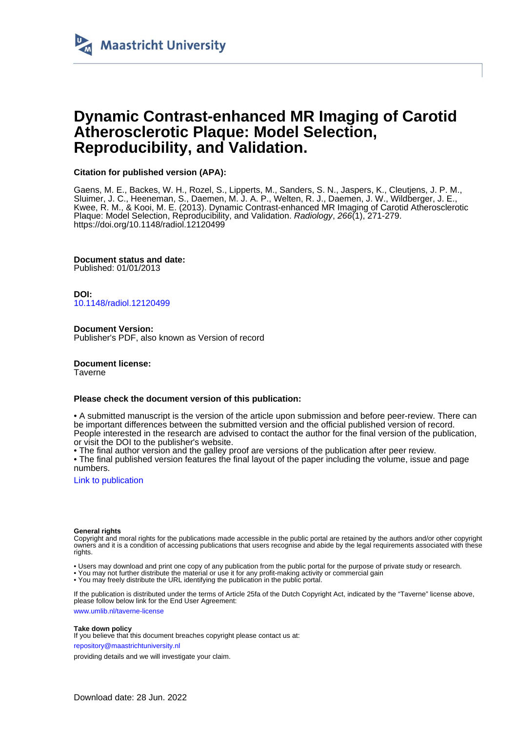Maastricht University

# Dynamic Contrast-enhanced MR Imaging of Carotid Atherosclerotic Plaque: Model Selection, Reproducibility, and Validation.

**Citation for published version (APA):**

Gaens, M. E., Backes, W. H., Rozel, S., Lipperts, M., Sanders, S. N., Jaspers, K., Cleutjens, J. P. M., Sluimer, J. C., Heeneman, S., Daemen, M. J. A. P., Welten, R. J., Daemen, J. W., Wildberger, J. E., Kwee, R. M., & Kooi, M. E. (2013). Dynamic Contrast-enhanced MR Imaging of Carotid Atherosclerotic Plaque: Model Selection, Reproducibility, and Validation. *Radiology*, *266*(1), 271-279. https://doi.org/10.1148/radiol.12120499

**Document status and date:**
Published: 01/01/2013

**DOI:**
10.1148/radiol.12120499

**Document Version:**
Publisher's PDF, also known as Version of record

**Document license:**
Taverne

**Please check the document version of this publication:**

• A submitted manuscript is the version of the article upon submission and before peer-review. There can be important differences between the submitted version and the official published version of record. People interested in the research are advised to contact the author for the final version of the publication, or visit the DOI to the publisher's website.
• The final author version and the galley proof are versions of the publication after peer review.
• The final published version features the final layout of the paper including the volume, issue and page numbers.

Link to publication

**General rights**
Copyright and moral rights for the publications made accessible in the public portal are retained by the authors and/or other copyright owners and it is a condition of accessing publications that users recognise and abide by the legal requirements associated with these rights.

• Users may download and print one copy of any publication from the public portal for the purpose of private study or research.
• You may not further distribute the material or use it for any profit-making activity or commercial gain
• You may freely distribute the URL identifying the publication in the public portal.

If the publication is distributed under the terms of Article 25fa of the Dutch Copyright Act, indicated by the "Taverne" license above, please follow below link for the End User Agreement:

www.umlib.nl/taverne-license

**Take down policy**
If you believe that this document breaches copyright please contact us at:

repository@maastrichtuniversity.nl

providing details and we will investigate your claim.

Download date: 28 Jun. 2022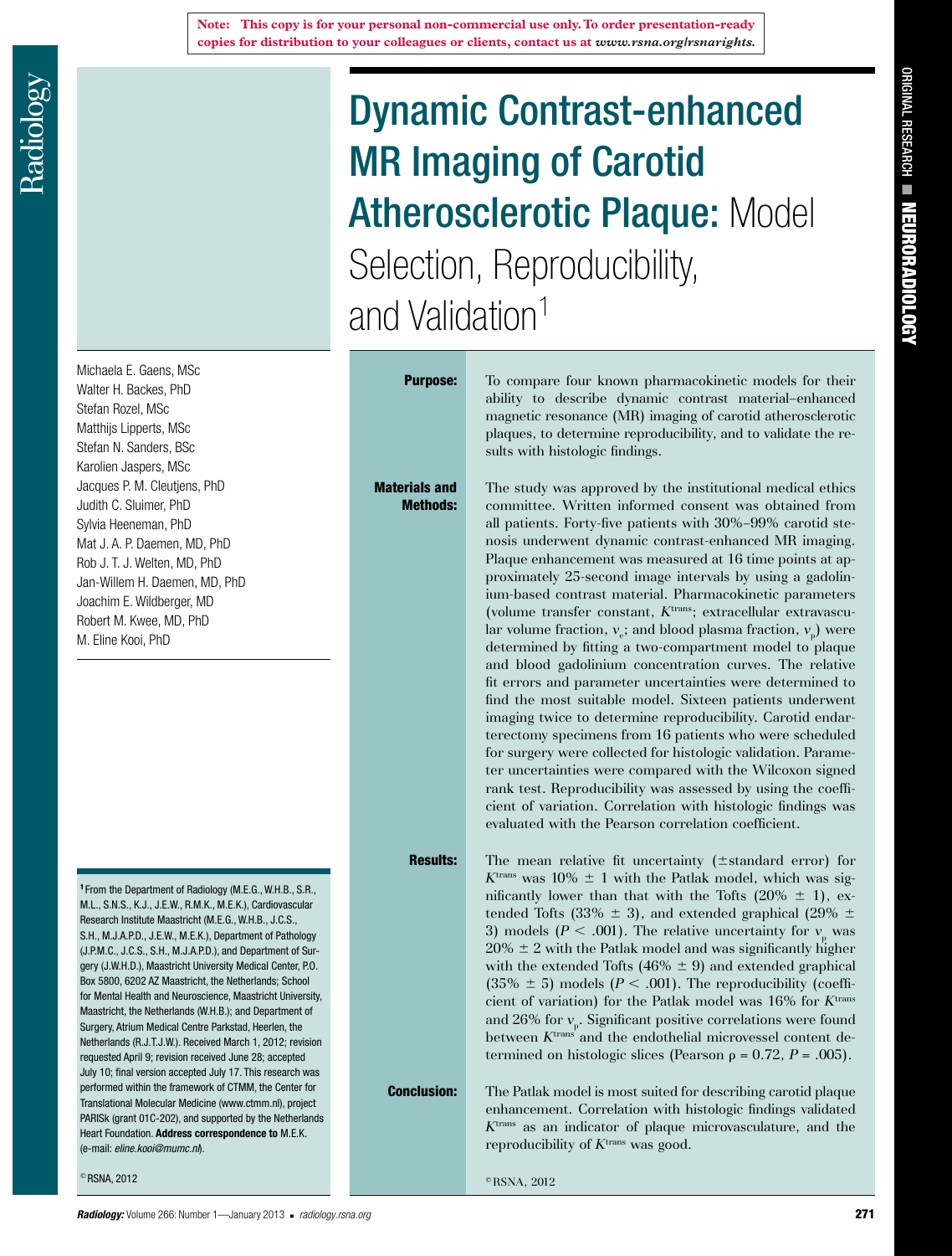Note: This copy is for your personal non-commercial use only. To order presentation-ready copies for distribution to your colleagues or clients, contact us at *www.rsna.org/rsnarights.*

# Dynamic Contrast-enhanced MR Imaging of Carotid Atherosclerotic Plaque: Model Selection, Reproducibility, and Validation[1]

Michaela E. Gaens, MSc
Walter H. Backes, PhD
Stefan Rozel, MSc
Matthijs Lipperts, MSc
Stefan N. Sanders, BSc
Karolien Jaspers, MSc
Jacques P. M. Cleutjens, PhD
Judith C. Sluimer, PhD
Sylvia Heeneman, PhD
Mat J. A. P. Daemen, MD, PhD
Rob J. T. J. Welten, MD, PhD
Jan-Willem H. Daemen, MD, PhD
Joachim E. Wildberger, MD
Robert M. Kwee, MD, PhD
M. Eline Kooi, PhD

**Purpose:** To compare four known pharmacokinetic models for their ability to describe dynamic contrast material–enhanced magnetic resonance (MR) imaging of carotid atherosclerotic plaques, to determine reproducibility, and to validate the results with histologic findings.

**Materials and Methods:** The study was approved by the institutional medical ethics committee. Written informed consent was obtained from all patients. Forty-five patients with 30%–99% carotid stenosis underwent dynamic contrast-enhanced MR imaging. Plaque enhancement was measured at 16 time points at approximately 25-second image intervals by using a gadolinium-based contrast material. Pharmacokinetic parameters (volume transfer constant, $K^{trans}$; extracellular extravascular volume fraction, $v_e$; and blood plasma fraction, $v_p$) were determined by fitting a two-compartment model to plaque and blood gadolinium concentration curves. The relative fit errors and parameter uncertainties were determined to find the most suitable model. Sixteen patients underwent imaging twice to determine reproducibility. Carotid endarterectomy specimens from 16 patients who were scheduled for surgery were collected for histologic validation. Parameter uncertainties were compared with the Wilcoxon signed rank test. Reproducibility was assessed by using the coefficient of variation. Correlation with histologic findings was evaluated with the Pearson correlation coefficient.

**Results:** The mean relative fit uncertainty (±standard error) for $K^{trans}$ was 10% ± 1 with the Patlak model, which was significantly lower than that with the Tofts (20% ± 1), extended Tofts (33% ± 3), and extended graphical (29% ± 3) models ($P < .001$). The relative uncertainty for $v_p$ was 20% ± 2 with the Patlak model and was significantly higher with the extended Tofts (46% ± 9) and extended graphical (35% ± 5) models ($P < .001$). The reproducibility (coefficient of variation) for the Patlak model was 16% for $K^{trans}$ and 26% for $v_p$. Significant positive correlations were found between $K^{trans}$ and the endothelial microvessel content determined on histologic slices (Pearson $\rho = 0.72$, $P = .005$).

**Conclusion:** The Patlak model is most suited for describing carotid plaque enhancement. Correlation with histologic findings validated $K^{trans}$ as an indicator of plaque microvasculature, and the reproducibility of $K^{trans}$ was good.

©RSNA, 2012

[1] From the Department of Radiology (M.E.G., W.H.B., S.R., M.L., S.N.S., K.J., J.E.W., R.M.K., M.E.K.), Cardiovascular Research Institute Maastricht (M.E.G., W.H.B., J.C.S., S.H., M.J.A.P.D., J.E.W., M.E.K.), Department of Pathology (J.P.M.C., J.C.S., S.H., M.J.A.P.D.), and Department of Surgery (J.W.H.D.), Maastricht University Medical Center, P.O. Box 5800, 6202 AZ Maastricht, the Netherlands; School for Mental Health and Neuroscience, Maastricht University, Maastricht, the Netherlands (W.H.B.); and Department of Surgery, Atrium Medical Centre Parkstad, Heerlen, the Netherlands (R.J.T.J.W.). Received March 1, 2012; revision requested April 9; revision received June 28; accepted July 10; final version accepted July 17. This research was performed within the framework of CTMM, the Center for Translational Molecular Medicine (www.ctmm.nl), project PARISk (grant 01C-202), and supported by the Netherlands Heart Foundation. **Address correspondence to** M.E.K. (e-mail: *eline.kooi@mumc.nl*).

©RSNA, 2012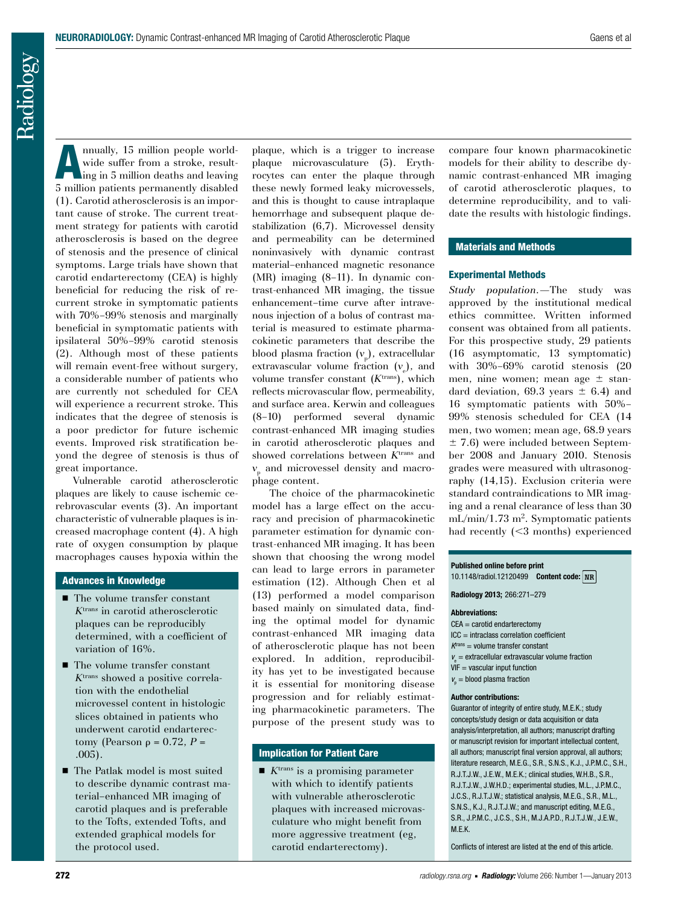Annually, 15 million people worldwide suffer from a stroke, resulting in 5 million deaths and leaving 5 million patients permanently disabled (1). Carotid atherosclerosis is an important cause of stroke. The current treatment strategy for patients with carotid atherosclerosis is based on the degree of stenosis and the presence of clinical symptoms. Large trials have shown that carotid endarterectomy (CEA) is highly beneficial for reducing the risk of recurrent stroke in symptomatic patients with 70%–99% stenosis and marginally beneficial in symptomatic patients with ipsilateral 50%–99% carotid stenosis (2). Although most of these patients will remain event-free without surgery, a considerable number of patients who are currently not scheduled for CEA will experience a recurrent stroke. This indicates that the degree of stenosis is a poor predictor for future ischemic events. Improved risk stratification beyond the degree of stenosis is thus of great importance.

Vulnerable carotid atherosclerotic plaques are likely to cause ischemic cerebrovascular events (3). An important characteristic of vulnerable plaques is increased macrophage content (4). A high rate of oxygen consumption by plaque macrophages causes hypoxia within the plaque, which is a trigger to increase plaque microvasculature (5). Erythrocytes can enter the plaque through these newly formed leaky microvessels, and this is thought to cause intraplaque hemorrhage and subsequent plaque destabilization (6,7). Microvessel density and permeability can be determined noninvasively with dynamic contrast material–enhanced magnetic resonance (MR) imaging (8–11). In dynamic contrast-enhanced MR imaging, the tissue enhancement–time curve after intravenous injection of a bolus of contrast material is measured to estimate pharmacokinetic parameters that describe the blood plasma fraction ($v_p$), extracellular extravascular volume fraction ($v_e$), and volume transfer constant ($K^{trans}$), which reflects microvascular flow, permeability, and surface area. Kerwin and colleagues (8–10) performed several dynamic contrast-enhanced MR imaging studies in carotid atherosclerotic plaques and showed correlations between $K^{trans}$ and $v_p$ and microvessel density and macrophage content.

The choice of the pharmacokinetic model has a large effect on the accuracy and precision of pharmacokinetic parameter estimation for dynamic contrast-enhanced MR imaging. It has been shown that choosing the wrong model can lead to large errors in parameter estimation (12). Although Chen et al (13) performed a model comparison based mainly on simulated data, finding the optimal model for dynamic contrast-enhanced MR imaging data of atherosclerotic plaque has not been explored. In addition, reproducibility has yet to be investigated because it is essential for monitoring disease progression and for reliably estimating pharmacokinetic parameters. The purpose of the present study was to compare four known pharmacokinetic models for their ability to describe dynamic contrast-enhanced MR imaging of carotid atherosclerotic plaques, to determine reproducibility, and to validate the results with histologic findings.

### Advances in Knowledge

- The volume transfer constant $K^{trans}$ in carotid atherosclerotic plaques can be reproducibly determined, with a coefficient of variation of 16%.
- The volume transfer constant $K^{trans}$ showed a positive correlation with the endothelial microvessel content in histologic slices obtained in patients who underwent carotid endarterectomy (Pearson $\rho = 0.72$, $P = .005$).
- The Patlak model is most suited to describe dynamic contrast material–enhanced MR imaging of carotid plaques and is preferable to the Tofts, extended Tofts, and extended graphical models for the protocol used.

### Implication for Patient Care

- $K^{trans}$ is a promising parameter with which to identify patients with vulnerable atherosclerotic plaques with increased microvasculature who might benefit from more aggressive treatment (eg, carotid endarterectomy).

## Materials and Methods

### Experimental Methods

*Study population.*—The study was approved by the institutional medical ethics committee. Written informed consent was obtained from all patients. For this prospective study, 29 patients (16 asymptomatic, 13 symptomatic) with 30%–69% carotid stenosis (20 men, nine women; mean age ± standard deviation, 69.3 years ± 6.4) and 16 symptomatic patients with 50%–99% stenosis scheduled for CEA (14 men, two women; mean age, 68.9 years ± 7.6) were included between September 2008 and January 2010. Stenosis grades were measured with ultrasonography (14,15). Exclusion criteria were standard contraindications to MR imaging and a renal clearance of less than 30 mL/min/1.73 m². Symptomatic patients had recently (<3 months) experienced

**Published online before print**
10.1148/radiol.12120499 **Content code:** NR

**Radiology 2013;** 266:271–279

**Abbreviations:**
CEA = carotid endarterectomy
ICC = intraclass correlation coefficient
$K^{trans}$ = volume transfer constant
$v_e$ = extracellular extravascular volume fraction
VIF = vascular input function
$v_p$ = blood plasma fraction

**Author contributions:**
Guarantor of integrity of entire study, M.E.K.; study concepts/study design or data acquisition or data analysis/interpretation, all authors; manuscript drafting or manuscript revision for important intellectual content, all authors; manuscript final version approval, all authors; literature research, M.E.G., S.R., S.N.S., K.J., J.P.M.C., S.H., R.J.T.J.W., J.E.W., M.E.K.; clinical studies, W.H.B., S.R., R.J.T.J.W., J.W.H.D.; experimental studies, M.L., J.P.M.C., J.C.S., R.J.T.J.W.; statistical analysis, M.E.G., S.R., M.L., S.N.S., K.J., R.J.T.J.W.; and manuscript editing, M.E.G., S.R., J.P.M.C., J.C.S., S.H., M.J.A.P.D., R.J.T.J.W., J.E.W., M.E.K.

Conflicts of interest are listed at the end of this article.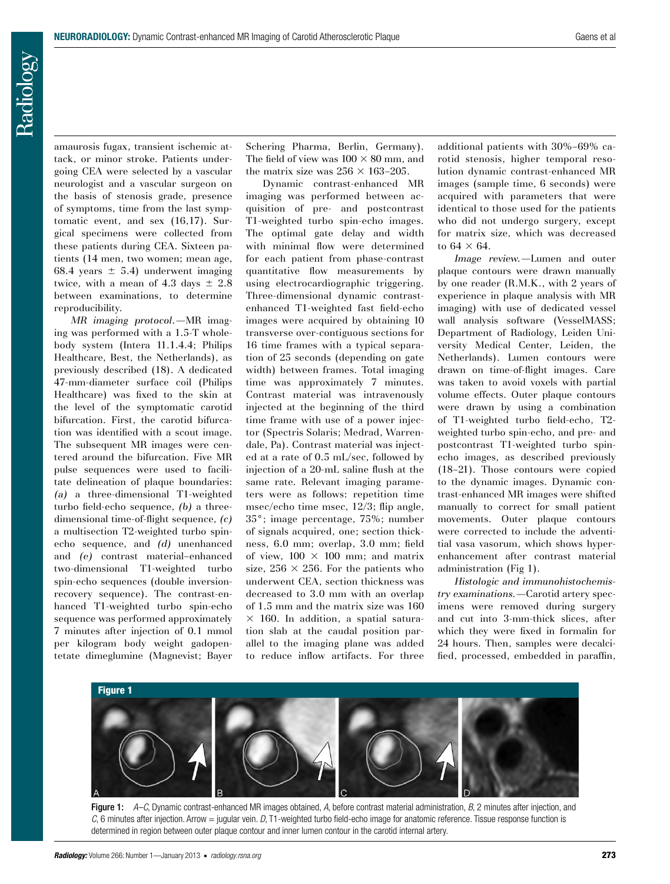amaurosis fugax, transient ischemic attack, or minor stroke. Patients undergoing CEA were selected by a vascular neurologist and a vascular surgeon on the basis of stenosis grade, presence of symptoms, time from the last symptomatic event, and sex (16,17). Surgical specimens were collected from these patients during CEA. Sixteen patients (14 men, two women; mean age, 68.4 years ± 5.4) underwent imaging twice, with a mean of 4.3 days ± 2.8 between examinations, to determine reproducibility.

*MR imaging protocol.*—MR imaging was performed with a 1.5-T whole-body system (Intera 11.1.4.4; Philips Healthcare, Best, the Netherlands), as previously described (18). A dedicated 47-mm-diameter surface coil (Philips Healthcare) was fixed to the skin at the level of the symptomatic carotid bifurcation. First, the carotid bifurcation was identified with a scout image. The subsequent MR images were centered around the bifurcation. Five MR pulse sequences were used to facilitate delineation of plaque boundaries: *(a)* a three-dimensional T1-weighted turbo field-echo sequence, *(b)* a three-dimensional time-of-flight sequence, *(c)* a multisection T2-weighted turbo spin-echo sequence, and *(d)* unenhanced and *(e)* contrast material–enhanced two-dimensional T1-weighted turbo spin-echo sequences (double inversion-recovery sequence). The contrast-enhanced T1-weighted turbo spin-echo sequence was performed approximately 7 minutes after injection of 0.1 mmol per kilogram body weight gadopentetate dimeglumine (Magnevist; Bayer Schering Pharma, Berlin, Germany). The field of view was 100 × 80 mm, and the matrix size was 256 × 163–205.

Dynamic contrast-enhanced MR imaging was performed between acquisition of pre- and postcontrast T1-weighted turbo spin-echo images. The optimal gate delay and width with minimal flow were determined for each patient from phase-contrast quantitative flow measurements by using electrocardiographic triggering. Three-dimensional dynamic contrast-enhanced T1-weighted fast field-echo images were acquired by obtaining 10 transverse over-contiguous sections for 16 time frames with a typical separation of 25 seconds (depending on gate width) between frames. Total imaging time was approximately 7 minutes. Contrast material was intravenously injected at the beginning of the third time frame with use of a power injector (Spectris Solaris; Medrad, Warrendale, Pa). Contrast material was injected at a rate of 0.5 mL/sec, followed by injection of a 20-mL saline flush at the same rate. Relevant imaging parameters were as follows: repetition time msec/echo time msec, 12/3; flip angle, 35°; image percentage, 75%; number of signals acquired, one; section thickness, 6.0 mm; overlap, 3.0 mm; field of view, 100 × 100 mm; and matrix size, 256 × 256. For the patients who underwent CEA, section thickness was decreased to 3.0 mm with an overlap of 1.5 mm and the matrix size was 160 × 160. In addition, a spatial saturation slab at the caudal position parallel to the imaging plane was added to reduce inflow artifacts. For three additional patients with 30%–69% carotid stenosis, higher temporal resolution dynamic contrast-enhanced MR images (sample time, 6 seconds) were acquired with parameters that were identical to those used for the patients who did not undergo surgery, except for matrix size, which was decreased to 64 × 64.

*Image review.*—Lumen and outer plaque contours were drawn manually by one reader (R.M.K., with 2 years of experience in plaque analysis with MR imaging) with use of dedicated vessel wall analysis software (VesselMASS; Department of Radiology, Leiden University Medical Center, Leiden, the Netherlands). Lumen contours were drawn on time-of-flight images. Care was taken to avoid voxels with partial volume effects. Outer plaque contours were drawn by using a combination of T1-weighted turbo field-echo, T2-weighted turbo spin-echo, and pre- and postcontrast T1-weighted turbo spin-echo images, as described previously (18–21). Those contours were copied to the dynamic images. Dynamic contrast-enhanced MR images were shifted manually to correct for small patient movements. Outer plaque contours were corrected to include the adventitial vasa vasorum, which shows hyperenhancement after contrast material administration (Fig 1).

*Histologic and immunohistochemistry examinations.*—Carotid artery specimens were removed during surgery and cut into 3-mm-thick slices, after which they were fixed in formalin for 24 hours. Then, samples were decalcified, processed, embedded in paraffin,

**Figure 1**

**Figure 1:** *A–C*, Dynamic contrast-enhanced MR images obtained, *A*, before contrast material administration, *B*, 2 minutes after injection, and *C*, 6 minutes after injection. Arrow = jugular vein. *D*, T1-weighted turbo field-echo image for anatomic reference. Tissue response function is determined in region between outer plaque contour and inner lumen contour in the carotid internal artery.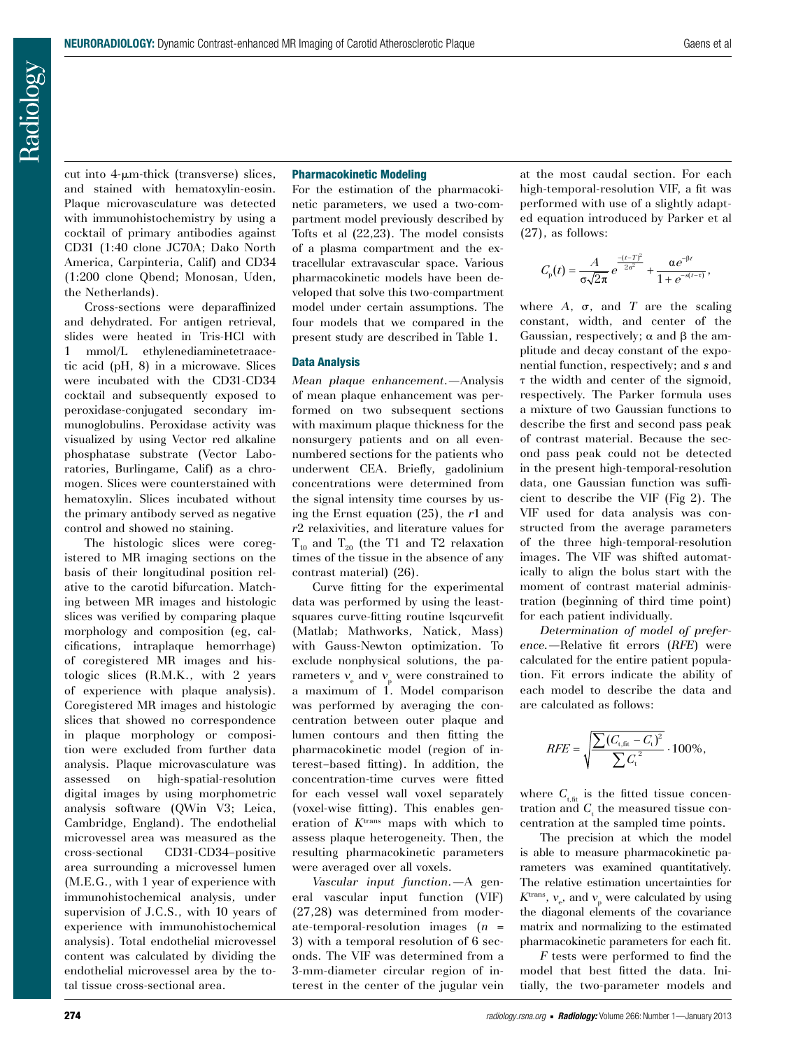cut into 4-μm-thick (transverse) slices, and stained with hematoxylin-eosin. Plaque microvasculature was detected with immunohistochemistry by using a cocktail of primary antibodies against CD31 (1:40 clone JC70A; Dako North America, Carpinteria, Calif) and CD34 (1:200 clone Qbend; Monosan, Uden, the Netherlands).

Cross-sections were deparaffinized and dehydrated. For antigen retrieval, slides were heated in Tris-HCl with 1 mmol/L ethylenediaminetetraacetic acid (pH, 8) in a microwave. Slices were incubated with the CD31-CD34 cocktail and subsequently exposed to peroxidase-conjugated secondary immunoglobulins. Peroxidase activity was visualized by using Vector red alkaline phosphatase substrate (Vector Laboratories, Burlingame, Calif) as a chromogen. Slices were counterstained with hematoxylin. Slices incubated without the primary antibody served as negative control and showed no staining.

The histologic slices were coregistered to MR imaging sections on the basis of their longitudinal position relative to the carotid bifurcation. Matching between MR images and histologic slices was verified by comparing plaque morphology and composition (eg, calcifications, intraplaque hemorrhage) of coregistered MR images and histologic slices (R.M.K., with 2 years of experience with plaque analysis). Coregistered MR images and histologic slices that showed no correspondence in plaque morphology or composition were excluded from further data analysis. Plaque microvasculature was assessed on high-spatial-resolution digital images by using morphometric analysis software (QWin V3; Leica, Cambridge, England). The endothelial microvessel area was measured as the cross-sectional CD31-CD34–positive area surrounding a microvessel lumen (M.E.G., with 1 year of experience with immunohistochemical analysis, under supervision of J.C.S., with 10 years of experience with immunohistochemical analysis). Total endothelial microvessel content was calculated by dividing the endothelial microvessel area by the total tissue cross-sectional area.

### Pharmacokinetic Modeling

For the estimation of the pharmacokinetic parameters, we used a two-compartment model previously described by Tofts et al (22,23). The model consists of a plasma compartment and the extracellular extravascular space. Various pharmacokinetic models have been developed that solve this two-compartment model under certain assumptions. The four models that we compared in the present study are described in Table 1.

### Data Analysis

*Mean plaque enhancement.*—Analysis of mean plaque enhancement was performed on two subsequent sections with maximum plaque thickness for the nonsurgery patients and on all even-numbered sections for the patients who underwent CEA. Briefly, gadolinium concentrations were determined from the signal intensity time courses by using the Ernst equation (25), the *r*1 and *r*2 relaxivities, and literature values for $T_{10}$ and $T_{20}$ (the T1 and T2 relaxation times of the tissue in the absence of any contrast material) (26).

Curve fitting for the experimental data was performed by using the least-squares curve-fitting routine lsqcurvefit (Matlab; Mathworks, Natick, Mass) with Gauss-Newton optimization. To exclude nonphysical solutions, the parameters $v_e$ and $v_p$ were constrained to a maximum of 1. Model comparison was performed by averaging the concentration between outer plaque and lumen contours and then fitting the pharmacokinetic model (region of interest–based fitting). In addition, the concentration-time curves were fitted for each vessel wall voxel separately (voxel-wise fitting). This enables generation of $K^{trans}$ maps with which to assess plaque heterogeneity. Then, the resulting pharmacokinetic parameters were averaged over all voxels.

*Vascular input function.*—A general vascular input function (VIF) (27,28) was determined from moderate-temporal-resolution images ($n$ = 3) with a temporal resolution of 6 seconds. The VIF was determined from a 3-mm-diameter circular region of interest in the center of the jugular vein at the most caudal section. For each high-temporal-resolution VIF, a fit was performed with use of a slightly adapted equation introduced by Parker et al (27), as follows:

$$C_p(t) = \frac{A}{\sigma\sqrt{2\pi}} e^{\frac{-(t-T)^2}{2\sigma^2}} + \frac{\alpha e^{-\beta t}}{1 + e^{-s(t-\tau)}},$$

where $A$, $\sigma$, and $T$ are the scaling constant, width, and center of the Gaussian, respectively; $\alpha$ and $\beta$ the amplitude and decay constant of the exponential function, respectively; and $s$ and $\tau$ the width and center of the sigmoid, respectively. The Parker formula uses a mixture of two Gaussian functions to describe the first and second pass peak of contrast material. Because the second pass peak could not be detected in the present high-temporal-resolution data, one Gaussian function was sufficient to describe the VIF (Fig 2). The VIF used for data analysis was constructed from the average parameters of the three high-temporal-resolution images. The VIF was shifted automatically to align the bolus start with the moment of contrast material administration (beginning of third time point) for each patient individually.

*Determination of model of preference.*—Relative fit errors (*RFE*) were calculated for the entire patient population. Fit errors indicate the ability of each model to describe the data and are calculated as follows:

$$RFE = \sqrt{\frac{\sum (C_{t,fit} - C_t)^2}{\sum C_t^{\,2}}} \cdot 100\%,$$

where $C_{t,fit}$ is the fitted tissue concentration and $C_t$ the measured tissue concentration at the sampled time points.

The precision at which the model is able to measure pharmacokinetic parameters was examined quantitatively. The relative estimation uncertainties for $K^{trans}$, $v_e$, and $v_p$ were calculated by using the diagonal elements of the covariance matrix and normalizing to the estimated pharmacokinetic parameters for each fit.

*F* tests were performed to find the model that best fitted the data. Initially, the two-parameter models and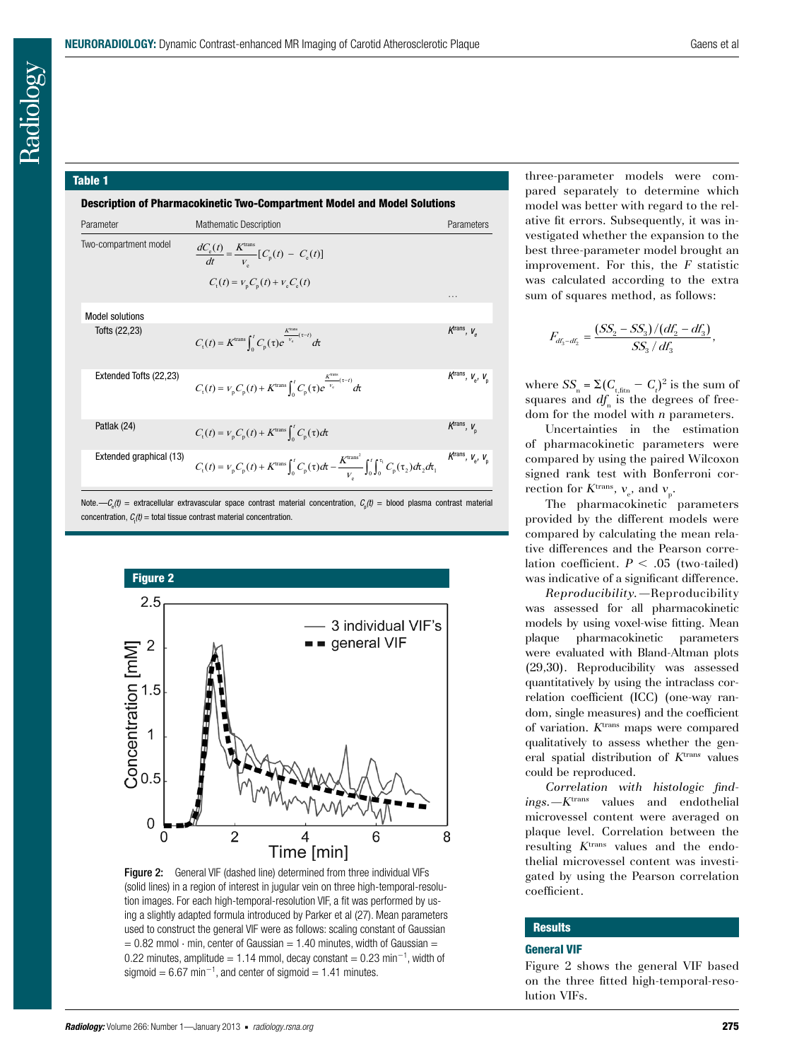**Table 1**

**Description of Pharmacokinetic Two-Compartment Model and Model Solutions**

| Parameter | Mathematical Description | Parameters |
|---|---|---|
| Two-compartment model | $\frac{dC_e(t)}{dt} = \frac{K^{trans}}{v_e}[C_p(t) - C_e(t)]$ <br> $C_t(t) = v_p C_p(t) + v_e C_e(t)$ | ... |
| Model solutions | | |
| Tofts (22,23) | $C_t(t) = K^{trans}\int_0^t C_p(\tau)e^{\frac{K^{trans}}{v_e}(\tau - t)}d\tau$ | $K^{trans}$, $v_e$ |
| Extended Tofts (22,23) | $C_t(t) = v_p C_p(t) + K^{trans}\int_0^t C_p(\tau)e^{\frac{K^{trans}}{v_e}(\tau - t)}d\tau$ | $K^{trans}$, $v_e$, $v_p$ |
| Patlak (24) | $C_t(t) = v_p C_p(t) + K^{trans}\int_0^t C_p(\tau)d\tau$ | $K^{trans}$, $v_p$ |
| Extended graphical (13) | $C_t(t) = v_p C_p(t) + K^{trans}\int_0^t C_p(\tau)d\tau - \frac{K^{trans^2}}{v_e}\int_0^t\int_0^{\tau_1} C_p(\tau_2)d\tau_2 d\tau_1$ | $K^{trans}$, $v_e$, $v_p$ |

Note.—$C_e(t)$ = extracellular extravascular space contrast material concentration, $C_p(t)$ = blood plasma contrast material concentration, $C_t(t)$ = total tissue contrast material concentration.

**Figure 2**

Figure 2: General VIF (dashed line) determined from three individual VIFs (solid lines) in a region of interest in jugular vein on three high-temporal-resolution images. For each high-temporal-resolution VIF, a fit was performed by using a slightly adapted formula introduced by Parker et al (27). Mean parameters used to construct the general VIF were as follows: scaling constant of Gaussian = 0.82 mmol · min, center of Gaussian = 1.40 minutes, width of Gaussian = 0.22 minutes, amplitude = 1.14 mmol, decay constant = 0.23 min$^{-1}$, width of sigmoid = 6.67 min$^{-1}$, and center of sigmoid = 1.41 minutes.

three-parameter models were compared separately to determine which model was better with regard to the relative fit errors. Subsequently, it was investigated whether the expansion to the best three-parameter model brought an improvement. For this, the $F$ statistic was calculated according to the extra sum of squares method, as follows:

$$F_{df_3-df_2} = \frac{(SS_2 - SS_3)/(df_2 - df_3)}{SS_3/df_3},$$

where $SS_n = \Sigma(C_{t,\text{fitn}} - C_t)^2$ is the sum of squares and $df_n$ is the degrees of freedom for the model with $n$ parameters.

Uncertainties in the estimation of pharmacokinetic parameters were compared by using the paired Wilcoxon signed rank test with Bonferroni correction for $K^{trans}$, $v_e$, and $v_p$.

The pharmacokinetic parameters provided by the different models were compared by calculating the mean relative differences and the Pearson correlation coefficient. $P < .05$ (two-tailed) was indicative of a significant difference.

*Reproducibility.*—Reproducibility was assessed for all pharmacokinetic models by using voxel-wise fitting. Mean plaque pharmacokinetic parameters were evaluated with Bland-Altman plots (29,30). Reproducibility was assessed quantitatively by using the intraclass correlation coefficient (ICC) (one-way random, single measures) and the coefficient of variation. $K^{trans}$ maps were compared qualitatively to assess whether the general spatial distribution of $K^{trans}$ values could be reproduced.

*Correlation with histologic findings.*—$K^{trans}$ values and endothelial microvessel content were averaged on plaque level. Correlation between the resulting $K^{trans}$ values and the endothelial microvessel content was investigated by using the Pearson correlation coefficient.

## Results

### General VIF

Figure 2 shows the general VIF based on the three fitted high-temporal-resolution VIFs.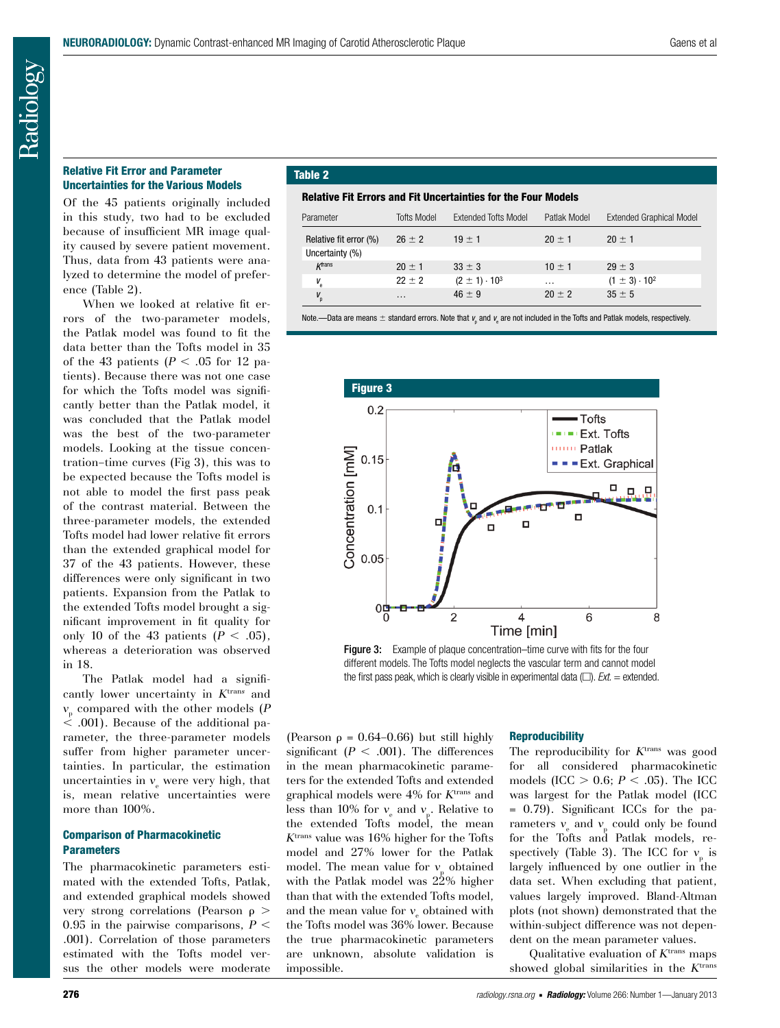### Relative Fit Error and Parameter Uncertainties for the Various Models

Of the 45 patients originally included in this study, two had to be excluded because of insufficient MR image quality caused by severe patient movement. Thus, data from 43 patients were analyzed to determine the model of preference (Table 2).

When we looked at relative fit errors of the two-parameter models, the Patlak model was found to fit the data better than the Tofts model in 35 of the 43 patients ($P < .05$ for 12 patients). Because there was not one case for which the Tofts model was significantly better than the Patlak model, it was concluded that the Patlak model was the best of the two-parameter models. Looking at the tissue concentration–time curves (Fig 3), this was to be expected because the Tofts model is not able to model the first pass peak of the contrast material. Between the three-parameter models, the extended Tofts model had lower relative fit errors than the extended graphical model for 37 of the 43 patients. However, these differences were only significant in two patients. Expansion from the Patlak to the extended Tofts model brought a significant improvement in fit quality for only 10 of the 43 patients ($P < .05$), whereas a deterioration was observed in 18.

The Patlak model had a significantly lower uncertainty in $K^{trans}$ and $v_p$ compared with the other models ($P < .001$). Because of the additional parameter, the three-parameter models suffer from higher parameter uncertainties. In particular, the estimation uncertainties in $v_e$ were very high, that is, mean relative uncertainties were more than 100%.

**Table 2**

**Relative Fit Errors and Fit Uncertainties for the Four Models**

| Parameter | Tofts Model | Extended Tofts Model | Patlak Model | Extended Graphical Model |
|---|---|---|---|---|
| Relative fit error (%) | 26 ± 2 | 19 ± 1 | 20 ± 1 | 20 ± 1 |
| Uncertainty (%) | | | | |
| $K^{trans}$ | 20 ± 1 | 33 ± 3 | 10 ± 1 | 29 ± 3 |
| $v_e$ | 22 ± 2 | $(2 \pm 1) \cdot 10^3$ | ... | $(1 \pm 3) \cdot 10^2$ |
| $v_p$ | ... | 46 ± 9 | 20 ± 2 | 35 ± 5 |

Note.—Data are means ± standard errors. Note that $v_p$ and $v_e$ are not included in the Tofts and Patlak models, respectively.

**Figure 3**

Figure 3: Example of plaque concentration–time curve with fits for the four different models. The Tofts model neglects the vascular term and cannot model the first pass peak, which is clearly visible in experimental data (□). *Ext.* = extended.

### Comparison of Pharmacokinetic Parameters

The pharmacokinetic parameters estimated with the extended Tofts, Patlak, and extended graphical models showed very strong correlations (Pearson $\rho > 0.95$ in the pairwise comparisons, $P < .001$). Correlation of those parameters estimated with the Tofts model versus the other models were moderate (Pearson $\rho = 0.64$–$0.66$) but still highly significant ($P < .001$). The differences in the mean pharmacokinetic parameters for the extended Tofts and extended graphical models were 4% for $K^{trans}$ and less than 10% for $v_e$ and $v_p$. Relative to the extended Tofts model, the mean $K^{trans}$ value was 16% higher for the Tofts model and 27% lower for the Patlak model. The mean value for $v_p$ obtained with the Patlak model was 22% higher than that with the extended Tofts model, and the mean value for $v_e$ obtained with the Tofts model was 36% lower. Because the true pharmacokinetic parameters are unknown, absolute validation is impossible.

### Reproducibility

The reproducibility for $K^{trans}$ was good for all considered pharmacokinetic models (ICC > 0.6; $P < .05$). The ICC was largest for the Patlak model (ICC = 0.79). Significant ICCs for the parameters $v_e$ and $v_p$ could only be found for the Tofts and Patlak models, respectively (Table 3). The ICC for $v_p$ is largely influenced by one outlier in the data set. When excluding that patient, values largely improved. Bland-Altman plots (not shown) demonstrated that the within-subject difference was not dependent on the mean parameter values.

Qualitative evaluation of $K^{trans}$ maps showed global similarities in the $K^{trans}$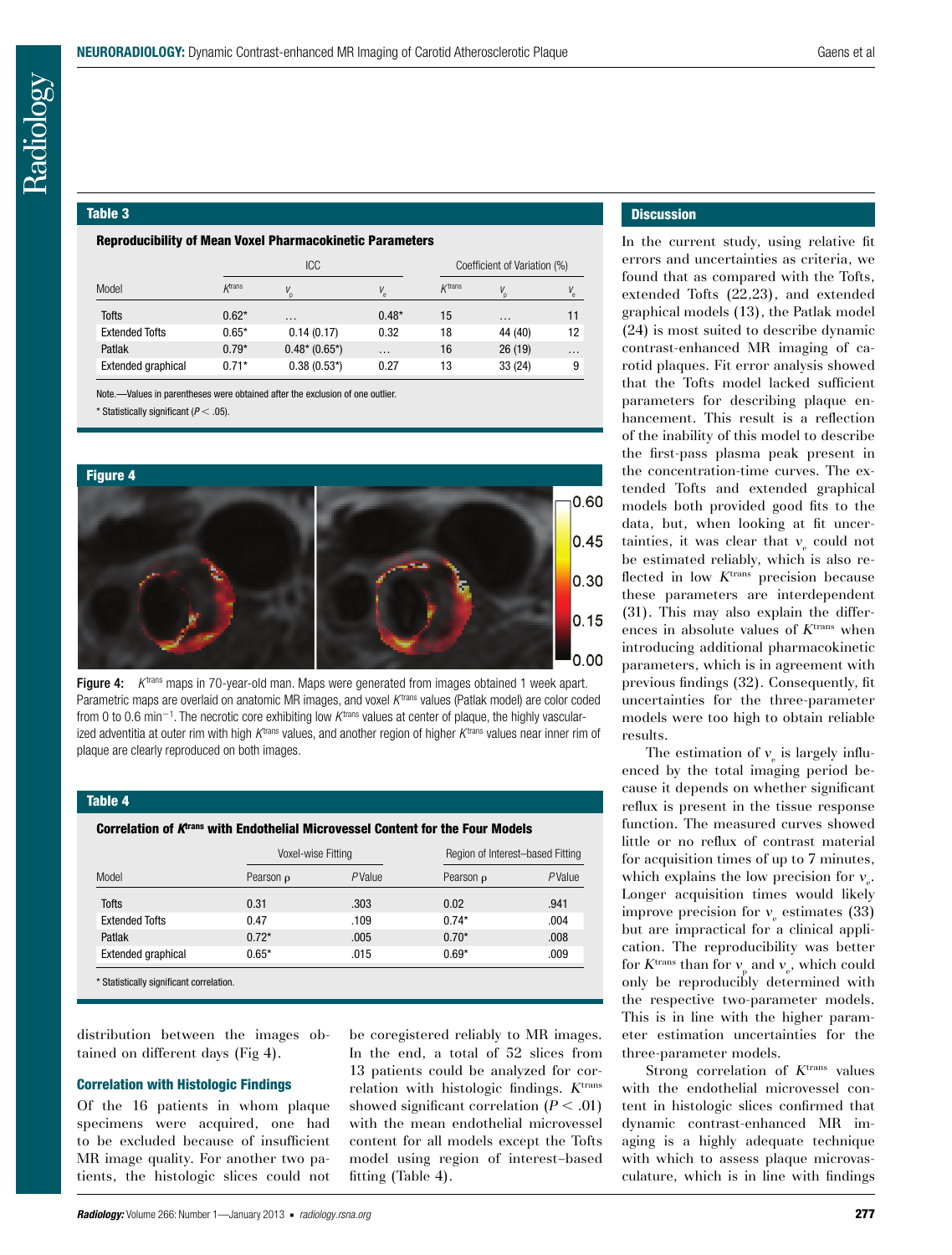## Table 3

**Reproducibility of Mean Voxel Pharmacokinetic Parameters**

| Model | ICC | | | Coefficient of Variation (%) | | |
|---|---|---|---|---|---|---|
| | $K^{trans}$ | $v_p$ | $v_e$ | $K^{trans}$ | $v_p$ | $v_e$ |
| Tofts | 0.62* | ... | 0.48* | 15 | ... | 11 |
| Extended Tofts | 0.65* | 0.14 (0.17) | 0.32 | 18 | 44 (40) | 12 |
| Patlak | 0.79* | 0.48* (0.65*) | ... | 16 | 26 (19) | ... |
| Extended graphical | 0.71* | 0.38 (0.53*) | 0.27 | 13 | 33 (24) | 9 |

Note.—Values in parentheses were obtained after the exclusion of one outlier.

\* Statistically significant ($P < .05$).

## Figure 4

**Figure 4:** $K^{trans}$ maps in 70-year-old man. Maps were generated from images obtained 1 week apart. Parametric maps are overlaid on anatomic MR images, and voxel $K^{trans}$ values (Patlak model) are color coded from 0 to 0.6 $min^{-1}$. The necrotic core exhibiting low $K^{trans}$ values at center of plaque, the highly vascularized adventitia at outer rim with high $K^{trans}$ values, and another region of higher $K^{trans}$ values near inner rim of plaque are clearly reproduced on both images.

## Table 4

**Correlation of $K^{trans}$ with Endothelial Microvessel Content for the Four Models**

| Model | Voxel-wise Fitting | | Region of Interest–based Fitting | |
|---|---|---|---|---|
| | Pearson ρ | *P* Value | Pearson ρ | *P* Value |
| Tofts | 0.31 | .303 | 0.02 | .941 |
| Extended Tofts | 0.47 | .109 | 0.74* | .004 |
| Patlak | 0.72* | .005 | 0.70* | .008 |
| Extended graphical | 0.65* | .015 | 0.69* | .009 |

\* Statistically significant correlation.

distribution between the images obtained on different days (Fig 4).

### Correlation with Histologic Findings

Of the 16 patients in whom plaque specimens were acquired, one had to be excluded because of insufficient MR image quality. For another two patients, the histologic slices could not be coregistered reliably to MR images. In the end, a total of 52 slices from 13 patients could be analyzed for correlation with histologic findings. $K^{trans}$ showed significant correlation ($P < .01$) with the mean endothelial microvessel content for all models except the Tofts model using region of interest–based fitting (Table 4).

## Discussion

In the current study, using relative fit errors and uncertainties as criteria, we found that as compared with the Tofts, extended Tofts (22,23), and extended graphical models (13), the Patlak model (24) is most suited to describe dynamic contrast-enhanced MR imaging of carotid plaques. Fit error analysis showed that the Tofts model lacked sufficient parameters for describing plaque enhancement. This result is a reflection of the inability of this model to describe the first-pass plasma peak present in the concentration-time curves. The extended Tofts and extended graphical models both provided good fits to the data, but, when looking at fit uncertainties, it was clear that $v_e$ could not be estimated reliably, which is also reflected in low $K^{trans}$ precision because these parameters are interdependent (31). This may also explain the differences in absolute values of $K^{trans}$ when introducing additional pharmacokinetic parameters, which is in agreement with previous findings (32). Consequently, fit uncertainties for the three-parameter models were too high to obtain reliable results.

The estimation of $v_e$ is largely influenced by the total imaging period because it depends on whether significant reflux is present in the tissue response function. The measured curves showed little or no reflux of contrast material for acquisition times of up to 7 minutes, which explains the low precision for $v_e$. Longer acquisition times would likely improve precision for $v_e$ estimates (33) but are impractical for a clinical application. The reproducibility was better for $K^{trans}$ than for $v_p$ and $v_e$, which could only be reproducibly determined with the respective two-parameter models. This is in line with the higher parameter estimation uncertainties for the three-parameter models.

Strong correlation of $K^{trans}$ values with the endothelial microvessel content in histologic slices confirmed that dynamic contrast-enhanced MR imaging is a highly adequate technique with which to assess plaque microvasculature, which is in line with findings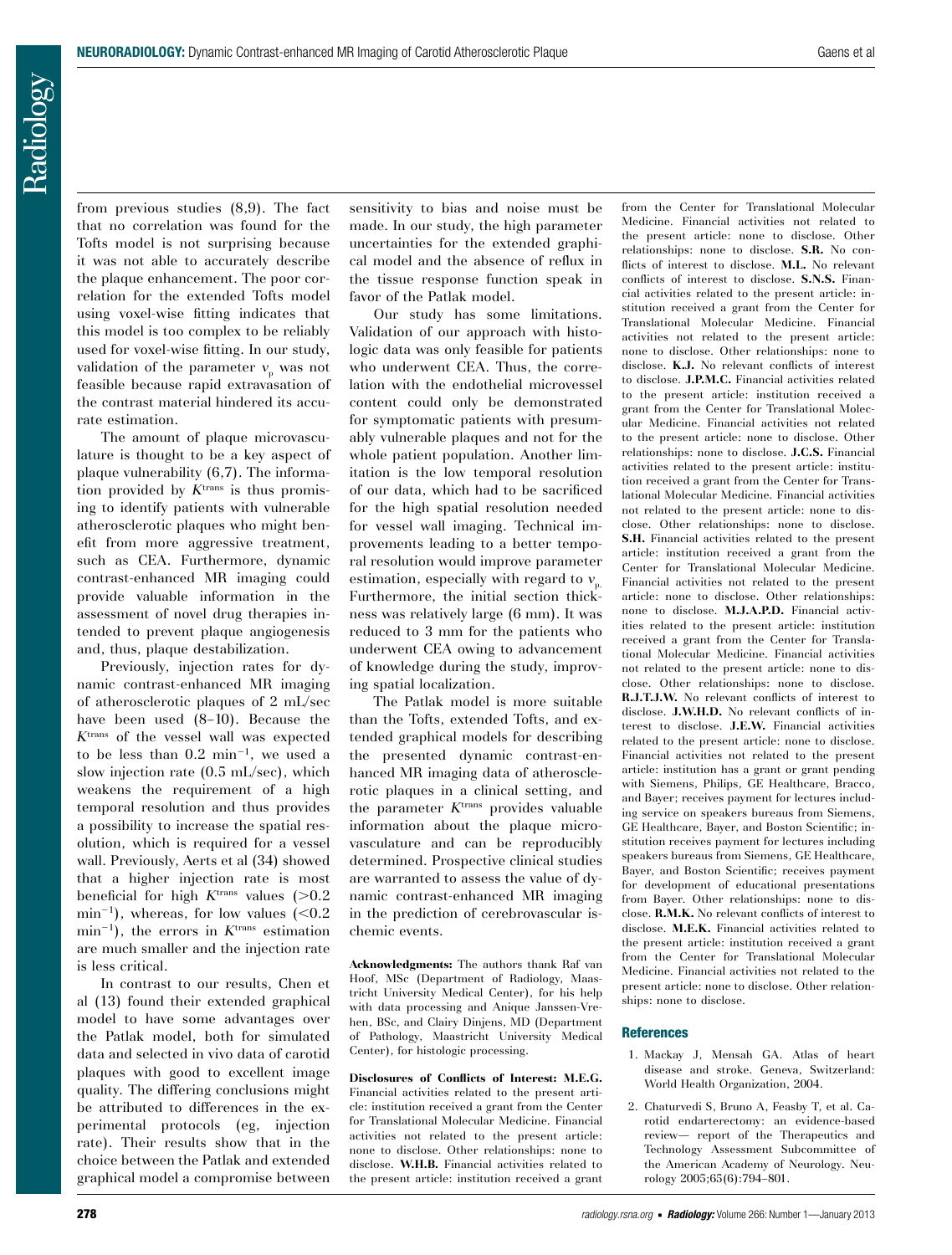from previous studies (8,9). The fact that no correlation was found for the Tofts model is not surprising because it was not able to accurately describe the plaque enhancement. The poor correlation for the extended Tofts model using voxel-wise fitting indicates that this model is too complex to be reliably used for voxel-wise fitting. In our study, validation of the parameter $v_p$ was not feasible because rapid extravasation of the contrast material hindered its accurate estimation.

The amount of plaque microvasculature is thought to be a key aspect of plaque vulnerability (6,7). The information provided by $K^{trans}$ is thus promising to identify patients with vulnerable atherosclerotic plaques who might benefit from more aggressive treatment, such as CEA. Furthermore, dynamic contrast-enhanced MR imaging could provide valuable information in the assessment of novel drug therapies intended to prevent plaque angiogenesis and, thus, plaque destabilization.

Previously, injection rates for dynamic contrast-enhanced MR imaging of atherosclerotic plaques of 2 mL/sec have been used (8–10). Because the $K^{trans}$ of the vessel wall was expected to be less than 0.2 $min^{-1}$, we used a slow injection rate (0.5 mL/sec), which weakens the requirement of a high temporal resolution and thus provides a possibility to increase the spatial resolution, which is required for a vessel wall. Previously, Aerts et al (34) showed that a higher injection rate is most beneficial for high $K^{trans}$ values (>0.2 $min^{-1}$), whereas, for low values (<0.2 $min^{-1}$), the errors in $K^{trans}$ estimation are much smaller and the injection rate is less critical.

In contrast to our results, Chen et al (13) found their extended graphical model to have some advantages over the Patlak model, both for simulated data and selected in vivo data of carotid plaques with good to excellent image quality. The differing conclusions might be attributed to differences in the experimental protocols (eg, injection rate). Their results show that in the choice between the Patlak and extended graphical model a compromise between sensitivity to bias and noise must be made. In our study, the high parameter uncertainties for the extended graphical model and the absence of reflux in the tissue response function speak in favor of the Patlak model.

Our study has some limitations. Validation of our approach with histologic data was only feasible for patients who underwent CEA. Thus, the correlation with the endothelial microvessel content could only be demonstrated for symptomatic patients with presumably vulnerable plaques and not for the whole patient population. Another limitation is the low temporal resolution of our data, which had to be sacrificed for the high spatial resolution needed for vessel wall imaging. Technical improvements leading to a better temporal resolution would improve parameter estimation, especially with regard to $v_p$. Furthermore, the initial section thickness was relatively large (6 mm). It was reduced to 3 mm for the patients who underwent CEA owing to advancement of knowledge during the study, improving spatial localization.

The Patlak model is more suitable than the Tofts, extended Tofts, and extended graphical models for describing the presented dynamic contrast-enhanced MR imaging data of atherosclerotic plaques in a clinical setting, and the parameter $K^{trans}$ provides valuable information about the plaque microvasculature and can be reproducibly determined. Prospective clinical studies are warranted to assess the value of dynamic contrast-enhanced MR imaging in the prediction of cerebrovascular ischemic events.

**Acknowledgments:** The authors thank Raf van Hoof, MSc (Department of Radiology, Maastricht University Medical Center), for his help with data processing and Anique Janssen-Vrehen, BSc, and Clairy Dinjens, MD (Department of Pathology, Maastricht University Medical Center), for histologic processing.

**Disclosures of Conflicts of Interest: M.E.G.** Financial activities related to the present article: institution received a grant from the Center for Translational Molecular Medicine. Financial activities not related to the present article: none to disclose. Other relationships: none to disclose. **W.H.B.** Financial activities related to the present article: institution received a grant from the Center for Translational Molecular Medicine. Financial activities not related to the present article: none to disclose. Other relationships: none to disclose. **S.R.** No conflicts of interest to disclose. **M.L.** No relevant conflicts of interest to disclose. **S.N.S.** Financial activities related to the present article: institution received a grant from the Center for Translational Molecular Medicine. Financial activities not related to the present article: none to disclose. Other relationships: none to disclose. **K.J.** No relevant conflicts of interest to disclose. **J.P.M.C.** Financial activities related to the present article: institution received a grant from the Center for Translational Molecular Medicine. Financial activities not related to the present article: none to disclose. Other relationships: none to disclose. **J.C.S.** Financial activities related to the present article: institution received a grant from the Center for Translational Molecular Medicine. Financial activities not related to the present article: none to disclose. Other relationships: none to disclose. **S.H.** Financial activities related to the present article: institution received a grant from the Center for Translational Molecular Medicine. Financial activities not related to the present article: none to disclose. Other relationships: none to disclose. **M.J.A.P.D.** Financial activities related to the present article: institution received a grant from the Center for Translational Molecular Medicine. Financial activities not related to the present article: none to disclose. Other relationships: none to disclose. **R.J.T.J.W.** No relevant conflicts of interest to disclose. **J.W.H.D.** No relevant conflicts of interest to disclose. **J.E.W.** Financial activities related to the present article: none to disclose. Financial activities not related to the present article: institution has a grant or grant pending with Siemens, Philips, GE Healthcare, Bracco, and Bayer; receives payment for lectures including service on speakers bureaus from Siemens, GE Healthcare, Bayer, and Boston Scientific; institution receives payment for lectures including speakers bureaus from Siemens, GE Healthcare, Bayer, and Boston Scientific; receives payment for development of educational presentations from Bayer. Other relationships: none to disclose. **R.M.K.** No relevant conflicts of interest to disclose. **M.E.K.** Financial activities related to the present article: institution received a grant from the Center for Translational Molecular Medicine. Financial activities not related to the present article: none to disclose. Other relationships: none to disclose.

## References

1. Mackay J, Mensah GA. Atlas of heart disease and stroke. Geneva, Switzerland: World Health Organization, 2004.
2. Chaturvedi S, Bruno A, Feasby T, et al. Carotid endarterectomy: an evidence-based review— report of the Therapeutics and Technology Assessment Subcommittee of the American Academy of Neurology. Neurology 2005;65(6):794–801.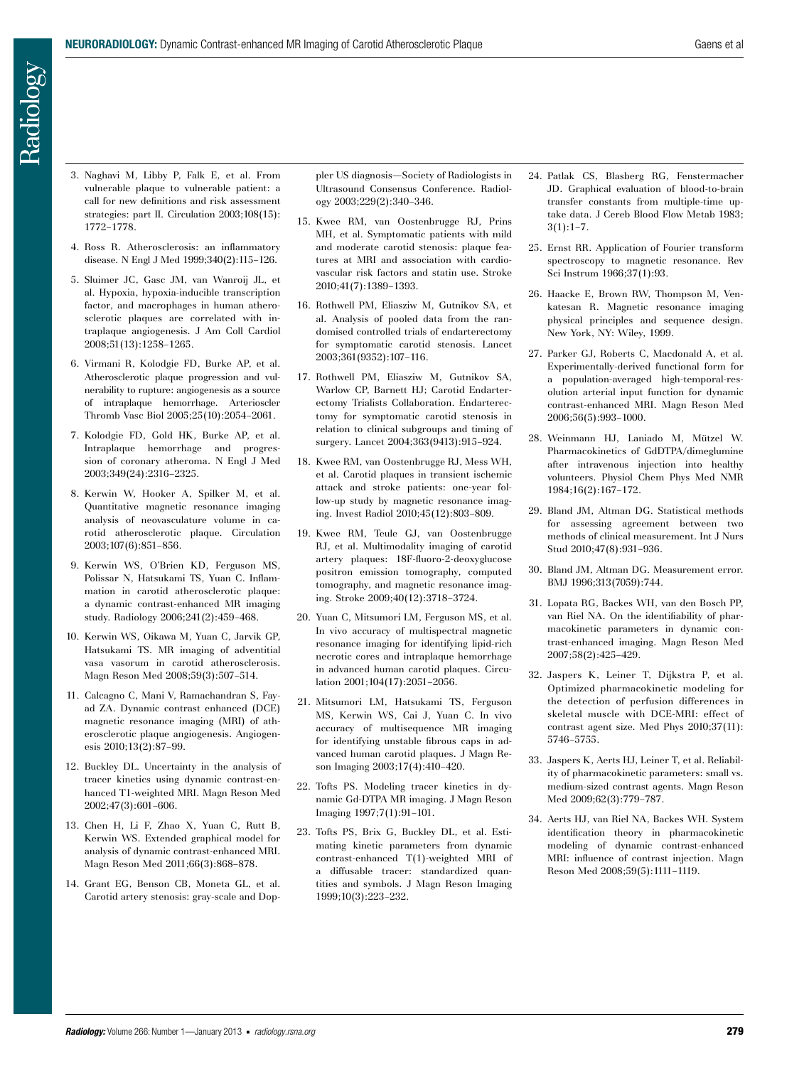3. Naghavi M, Libby P, Falk E, et al. From vulnerable plaque to vulnerable patient: a call for new definitions and risk assessment strategies: part II. Circulation 2003;108(15):1772–1778.

4. Ross R. Atherosclerosis: an inflammatory disease. N Engl J Med 1999;340(2):115–126.

5. Sluimer JC, Gasc JM, van Wanroij JL, et al. Hypoxia, hypoxia-inducible transcription factor, and macrophages in human atherosclerotic plaques are correlated with intraplaque angiogenesis. J Am Coll Cardiol 2008;51(13):1258–1265.

6. Virmani R, Kolodgie FD, Burke AP, et al. Atherosclerotic plaque progression and vulnerability to rupture: angiogenesis as a source of intraplaque hemorrhage. Arterioscler Thromb Vasc Biol 2005;25(10):2054–2061.

7. Kolodgie FD, Gold HK, Burke AP, et al. Intraplaque hemorrhage and progression of coronary atheroma. N Engl J Med 2003;349(24):2316–2325.

8. Kerwin W, Hooker A, Spilker M, et al. Quantitative magnetic resonance imaging analysis of neovasculature volume in carotid atherosclerotic plaque. Circulation 2003;107(6):851–856.

9. Kerwin WS, O'Brien KD, Ferguson MS, Polissar N, Hatsukami TS, Yuan C. Inflammation in carotid atherosclerotic plaque: a dynamic contrast-enhanced MR imaging study. Radiology 2006;241(2):459–468.

10. Kerwin WS, Oikawa M, Yuan C, Jarvik GP, Hatsukami TS. MR imaging of adventitial vasa vasorum in carotid atherosclerosis. Magn Reson Med 2008;59(3):507–514.

11. Calcagno C, Mani V, Ramachandran S, Fayad ZA. Dynamic contrast enhanced (DCE) magnetic resonance imaging (MRI) of atherosclerotic plaque angiogenesis. Angiogenesis 2010;13(2):87–99.

12. Buckley DL. Uncertainty in the analysis of tracer kinetics using dynamic contrast-enhanced T1-weighted MRI. Magn Reson Med 2002;47(3):601–606.

13. Chen H, Li F, Zhao X, Yuan C, Rutt B, Kerwin WS. Extended graphical model for analysis of dynamic contrast-enhanced MRI. Magn Reson Med 2011;66(3):868–878.

14. Grant EG, Benson CB, Moneta GL, et al. Carotid artery stenosis: gray-scale and Doppler US diagnosis—Society of Radiologists in Ultrasound Consensus Conference. Radiology 2003;229(2):340–346.

15. Kwee RM, van Oostenbrugge RJ, Prins MH, et al. Symptomatic patients with mild and moderate carotid stenosis: plaque features at MRI and association with cardiovascular risk factors and statin use. Stroke 2010;41(7):1389–1393.

16. Rothwell PM, Eliasziw M, Gutnikov SA, et al. Analysis of pooled data from the randomised controlled trials of endarterectomy for symptomatic carotid stenosis. Lancet 2003;361(9352):107–116.

17. Rothwell PM, Eliasziw M, Gutnikov SA, Warlow CP, Barnett HJ; Carotid Endarterectomy Trialists Collaboration. Endarterectomy for symptomatic carotid stenosis in relation to clinical subgroups and timing of surgery. Lancet 2004;363(9413):915–924.

18. Kwee RM, van Oostenbrugge RJ, Mess WH, et al. Carotid plaques in transient ischemic attack and stroke patients: one-year follow-up study by magnetic resonance imaging. Invest Radiol 2010;45(12):803–809.

19. Kwee RM, Teule GJ, van Oostenbrugge RJ, et al. Multimodality imaging of carotid artery plaques: 18F-fluoro-2-deoxyglucose positron emission tomography, computed tomography, and magnetic resonance imaging. Stroke 2009;40(12):3718–3724.

20. Yuan C, Mitsumori LM, Ferguson MS, et al. In vivo accuracy of multispectral magnetic resonance imaging for identifying lipid-rich necrotic cores and intraplaque hemorrhage in advanced human carotid plaques. Circulation 2001;104(17):2051–2056.

21. Mitsumori LM, Hatsukami TS, Ferguson MS, Kerwin WS, Cai J, Yuan C. In vivo accuracy of multisequence MR imaging for identifying unstable fibrous caps in advanced human carotid plaques. J Magn Reson Imaging 2003;17(4):410–420.

22. Tofts PS. Modeling tracer kinetics in dynamic Gd-DTPA MR imaging. J Magn Reson Imaging 1997;7(1):91–101.

23. Tofts PS, Brix G, Buckley DL, et al. Estimating kinetic parameters from dynamic contrast-enhanced T(1)-weighted MRI of a diffusable tracer: standardized quantities and symbols. J Magn Reson Imaging 1999;10(3):223–232.

24. Patlak CS, Blasberg RG, Fenstermacher JD. Graphical evaluation of blood-to-brain transfer constants from multiple-time uptake data. J Cereb Blood Flow Metab 1983;3(1):1–7.

25. Ernst RR. Application of Fourier transform spectroscopy to magnetic resonance. Rev Sci Instrum 1966;37(1):93.

26. Haacke E, Brown RW, Thompson M, Venkatesan R. Magnetic resonance imaging physical principles and sequence design. New York, NY: Wiley, 1999.

27. Parker GJ, Roberts C, Macdonald A, et al. Experimentally-derived functional form for a population-averaged high-temporal-resolution arterial input function for dynamic contrast-enhanced MRI. Magn Reson Med 2006;56(5):993–1000.

28. Weinmann HJ, Laniado M, Mützel W. Pharmacokinetics of GdDTPA/dimeglumine after intravenous injection into healthy volunteers. Physiol Chem Phys Med NMR 1984;16(2):167–172.

29. Bland JM, Altman DG. Statistical methods for assessing agreement between two methods of clinical measurement. Int J Nurs Stud 2010;47(8):931–936.

30. Bland JM, Altman DG. Measurement error. BMJ 1996;313(7059):744.

31. Lopata RG, Backes WH, van den Bosch PP, van Riel NA. On the identifiability of pharmacokinetic parameters in dynamic contrast-enhanced imaging. Magn Reson Med 2007;58(2):425–429.

32. Jaspers K, Leiner T, Dijkstra P, et al. Optimized pharmacokinetic modeling for the detection of perfusion differences in skeletal muscle with DCE-MRI: effect of contrast agent size. Med Phys 2010;37(11):5746–5755.

33. Jaspers K, Aerts HJ, Leiner T, et al. Reliability of pharmacokinetic parameters: small vs. medium-sized contrast agents. Magn Reson Med 2009;62(3):779–787.

34. Aerts HJ, van Riel NA, Backes WH. System identification theory in pharmacokinetic modeling of dynamic contrast-enhanced MRI: influence of contrast injection. Magn Reson Med 2008;59(5):1111–1119.